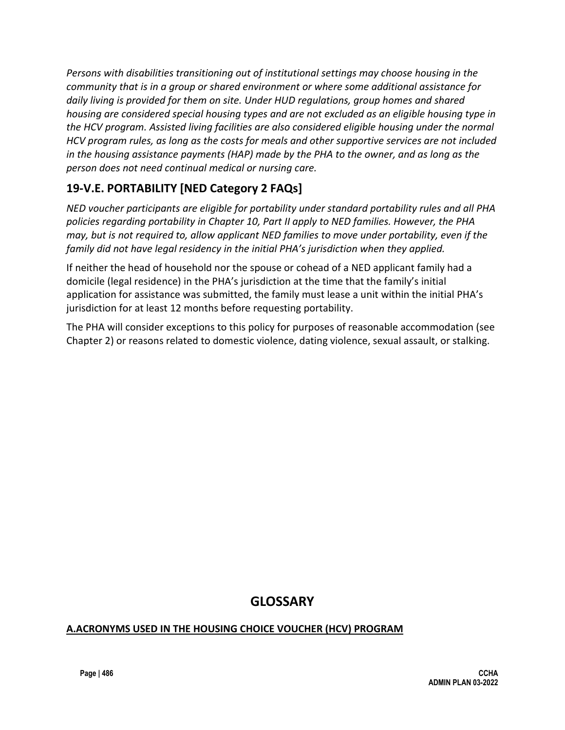*Persons with disabilities transitioning out of institutional settings may choose housing in the community that is in a group or shared environment or where some additional assistance for daily living is provided for them on site. Under HUD regulations, group homes and shared housing are considered special housing types and are not excluded as an eligible housing type in the HCV program. Assisted living facilities are also considered eligible housing under the normal HCV program rules, as long as the costs for meals and other supportive services are not included in the housing assistance payments (HAP) made by the PHA to the owner, and as long as the person does not need continual medical or nursing care.*

## 19-V.E. PORTABILITY [NED Category 2 FAQs]

*NED voucher participants are eligible for portability under standard portability rules and all PHA policies regarding portability in Chapter 10, Part II apply to NED families. However, the PHA may, but is not required to, allow applicant NED families to move under portability, even if the family did not have legal residency in the initial PHA's jurisdiction when they applied.*

If neither the head of household nor the spouse or cohead of a NED applicant family had a domicile (legal residence) in the PHA's jurisdiction at the time that the family's initial application for assistance was submitted, the family must lease a unit within the initial PHA's jurisdiction for at least 12 months before requesting portability.

The PHA will consider exceptions to this policy for purposes of reasonable accommodation (see Chapter 2) or reasons related to domestic violence, dating violence, sexual assault, or stalking.

# GLOSSARY

**A.ACRONYMS USED IN THE HOUSING CHOICE VOUCHER (HCV) PROGRAM**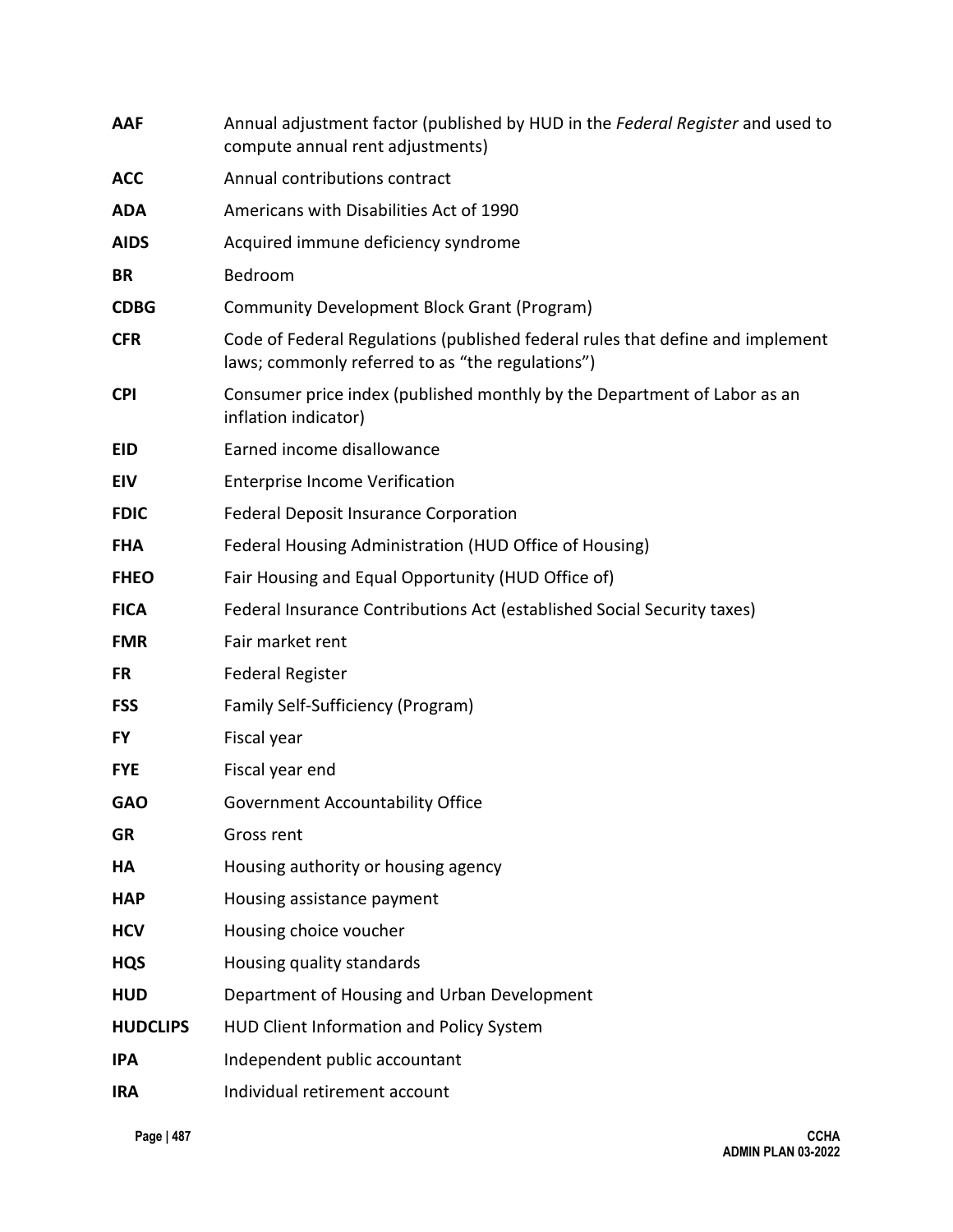**AAF** Annual adjustment factor (published by HUD in the *Federal Register* and used to compute annual rent adjustments)

**ACC** Annual contributions contract

**ADA** Americans with Disabilities Act of 1990

**AIDS** Acquired immune deficiency syndrome

**BR** Bedroom

**CDBG** Community Development Block Grant (Program)

**CFR** Code of Federal Regulations (published federal rules that define and implement laws; commonly referred to as "the regulations")

**CPI** Consumer price index (published monthly by the Department of Labor as an inflation indicator)

**EID** Earned income disallowance

**EIV** Enterprise Income Verification

**FDIC** Federal Deposit Insurance Corporation

**FHA** Federal Housing Administration (HUD Office of Housing)

**FHEO** Fair Housing and Equal Opportunity (HUD Office of)

**FICA** Federal Insurance Contributions Act (established Social Security taxes)

**FMR** Fair market rent

**FR** Federal Register

**FSS** Family Self-Sufficiency (Program)

**FY** Fiscal year

**FYE** Fiscal year end

**GAO** Government Accountability Office

**GR** Gross rent

**HA** Housing authority or housing agency

**HAP** Housing assistance payment

**HCV** Housing choice voucher

**HQS** Housing quality standards

**HUD** Department of Housing and Urban Development

**HUDCLIPS** HUD Client Information and Policy System

**IPA** Independent public accountant

**IRA** Individual retirement account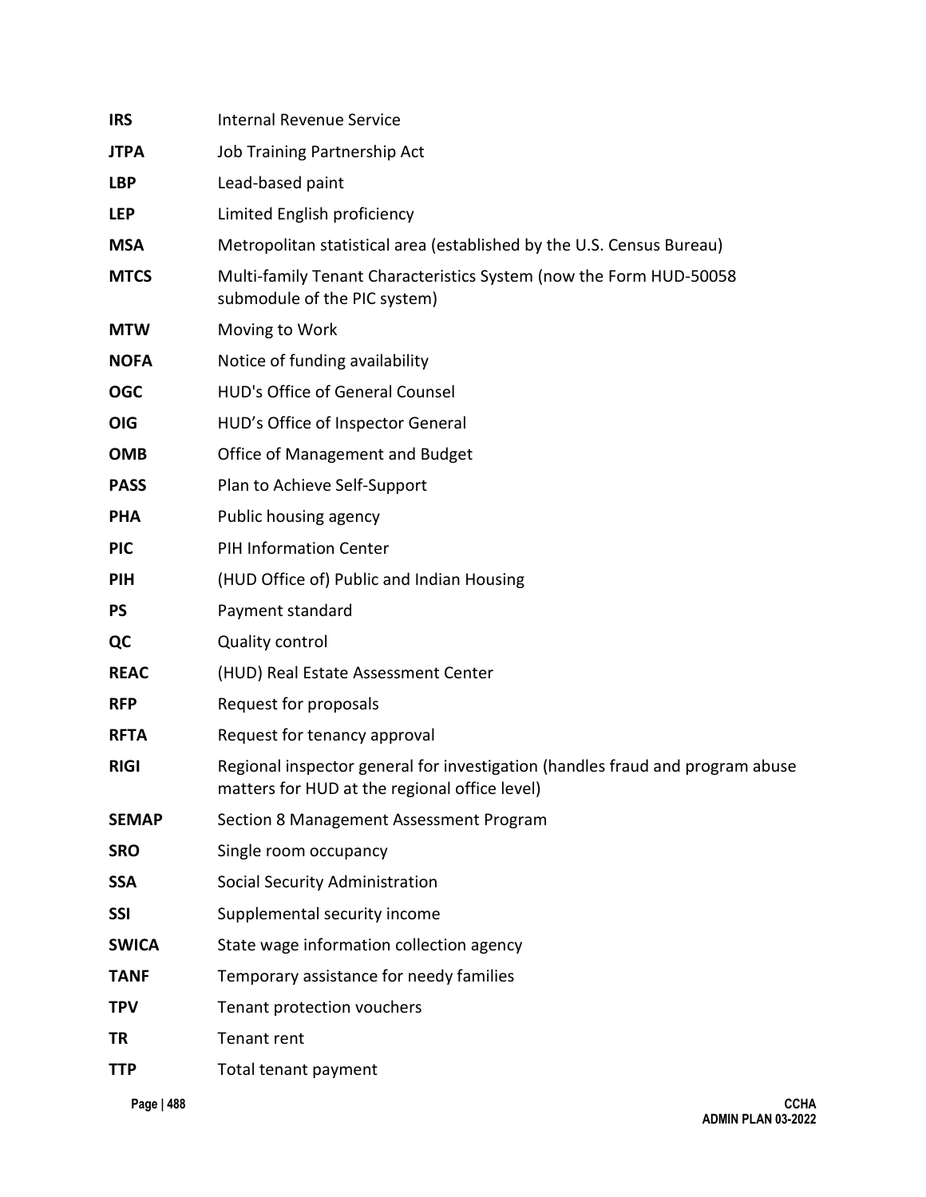| | |
|---|---|
| **IRS** | Internal Revenue Service |
| **JTPA** | Job Training Partnership Act |
| **LBP** | Lead-based paint |
| **LEP** | Limited English proficiency |
| **MSA** | Metropolitan statistical area (established by the U.S. Census Bureau) |
| **MTCS** | Multi-family Tenant Characteristics System (now the Form HUD-50058 submodule of the PIC system) |
| **MTW** | Moving to Work |
| **NOFA** | Notice of funding availability |
| **OGC** | HUD's Office of General Counsel |
| **OIG** | HUD's Office of Inspector General |
| **OMB** | Office of Management and Budget |
| **PASS** | Plan to Achieve Self-Support |
| **PHA** | Public housing agency |
| **PIC** | PIH Information Center |
| **PIH** | (HUD Office of) Public and Indian Housing |
| **PS** | Payment standard |
| **QC** | Quality control |
| **REAC** | (HUD) Real Estate Assessment Center |
| **RFP** | Request for proposals |
| **RFTA** | Request for tenancy approval |
| **RIGI** | Regional inspector general for investigation (handles fraud and program abuse matters for HUD at the regional office level) |
| **SEMAP** | Section 8 Management Assessment Program |
| **SRO** | Single room occupancy |
| **SSA** | Social Security Administration |
| **SSI** | Supplemental security income |
| **SWICA** | State wage information collection agency |
| **TANF** | Temporary assistance for needy families |
| **TPV** | Tenant protection vouchers |
| **TR** | Tenant rent |
| **TTP** | Total tenant payment |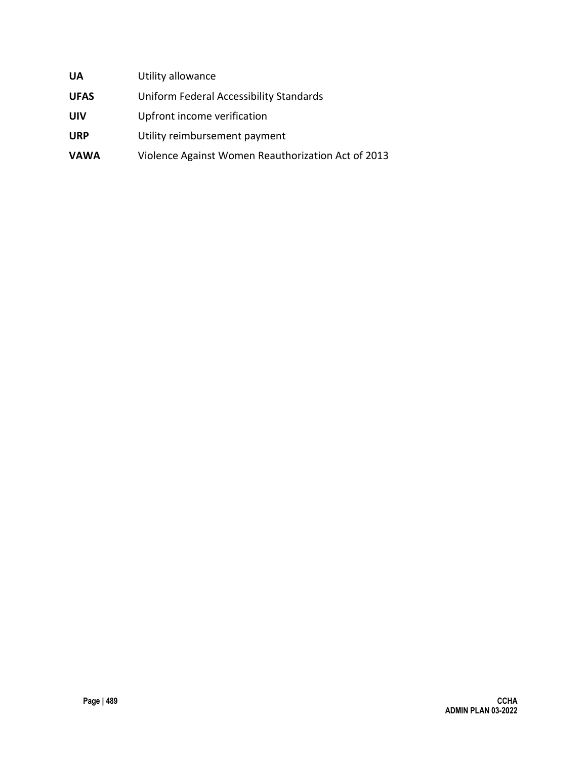| | |
|---|---|
| **UA** | Utility allowance |
| **UFAS** | Uniform Federal Accessibility Standards |
| **UIV** | Upfront income verification |
| **URP** | Utility reimbursement payment |
| **VAWA** | Violence Against Women Reauthorization Act of 2013 |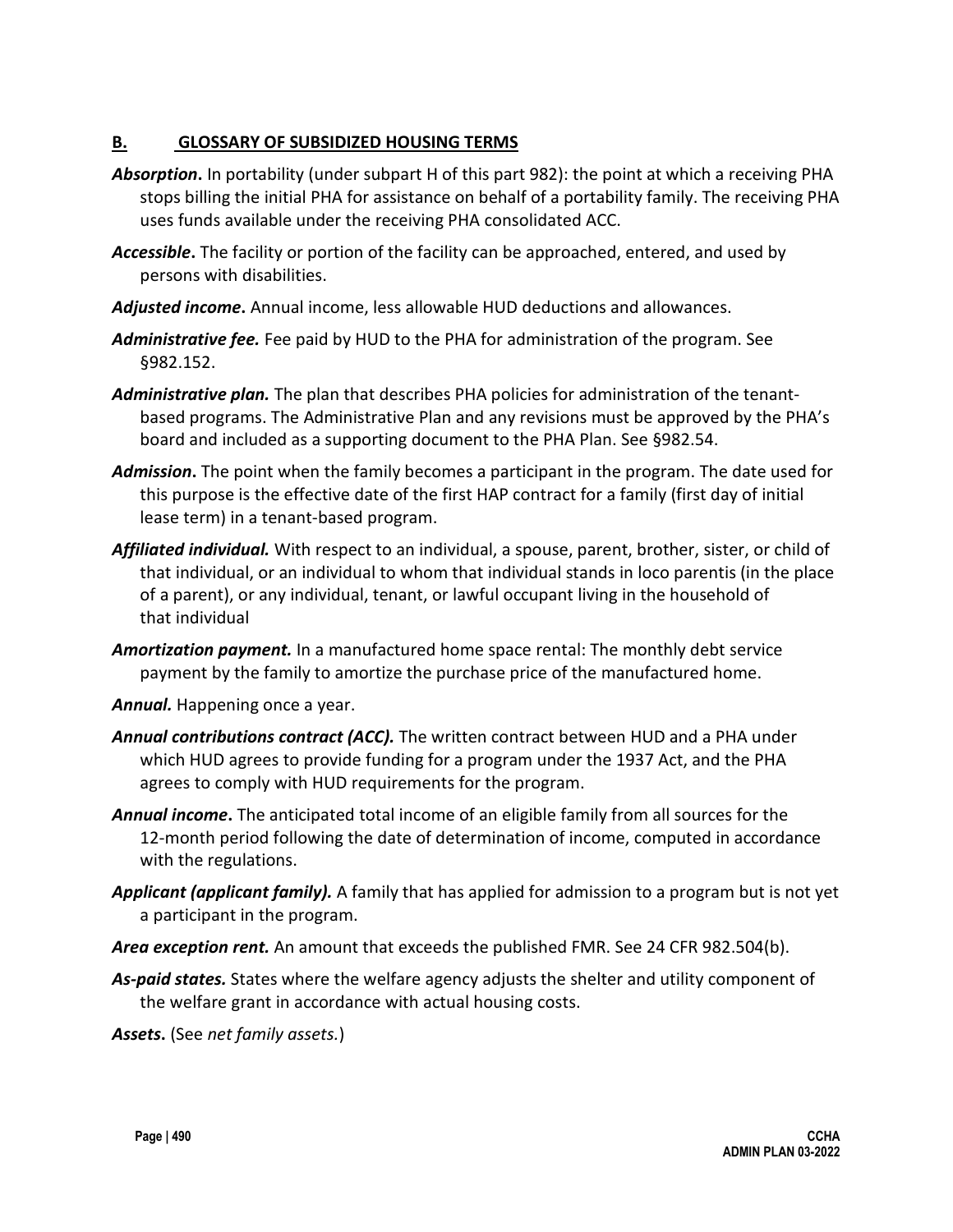## B. GLOSSARY OF SUBSIDIZED HOUSING TERMS

***Absorption*.** In portability (under subpart H of this part 982): the point at which a receiving PHA stops billing the initial PHA for assistance on behalf of a portability family. The receiving PHA uses funds available under the receiving PHA consolidated ACC.

***Accessible*.** The facility or portion of the facility can be approached, entered, and used by persons with disabilities.

***Adjusted income*.** Annual income, less allowable HUD deductions and allowances.

***Administrative fee.*** Fee paid by HUD to the PHA for administration of the program. See §982.152.

***Administrative plan.*** The plan that describes PHA policies for administration of the tenant-based programs. The Administrative Plan and any revisions must be approved by the PHA's board and included as a supporting document to the PHA Plan. See §982.54.

***Admission*.** The point when the family becomes a participant in the program. The date used for this purpose is the effective date of the first HAP contract for a family (first day of initial lease term) in a tenant-based program.

***Affiliated individual.*** With respect to an individual, a spouse, parent, brother, sister, or child of that individual, or an individual to whom that individual stands in loco parentis (in the place of a parent), or any individual, tenant, or lawful occupant living in the household of that individual

***Amortization payment.*** In a manufactured home space rental: The monthly debt service payment by the family to amortize the purchase price of the manufactured home.

***Annual.*** Happening once a year.

***Annual contributions contract (ACC).*** The written contract between HUD and a PHA under which HUD agrees to provide funding for a program under the 1937 Act, and the PHA agrees to comply with HUD requirements for the program.

***Annual income*.** The anticipated total income of an eligible family from all sources for the 12-month period following the date of determination of income, computed in accordance with the regulations.

***Applicant (applicant family).*** A family that has applied for admission to a program but is not yet a participant in the program.

***Area exception rent.*** An amount that exceeds the published FMR. See 24 CFR 982.504(b).

***As-paid states.*** States where the welfare agency adjusts the shelter and utility component of the welfare grant in accordance with actual housing costs.

***Assets*.** (See *net family assets.*)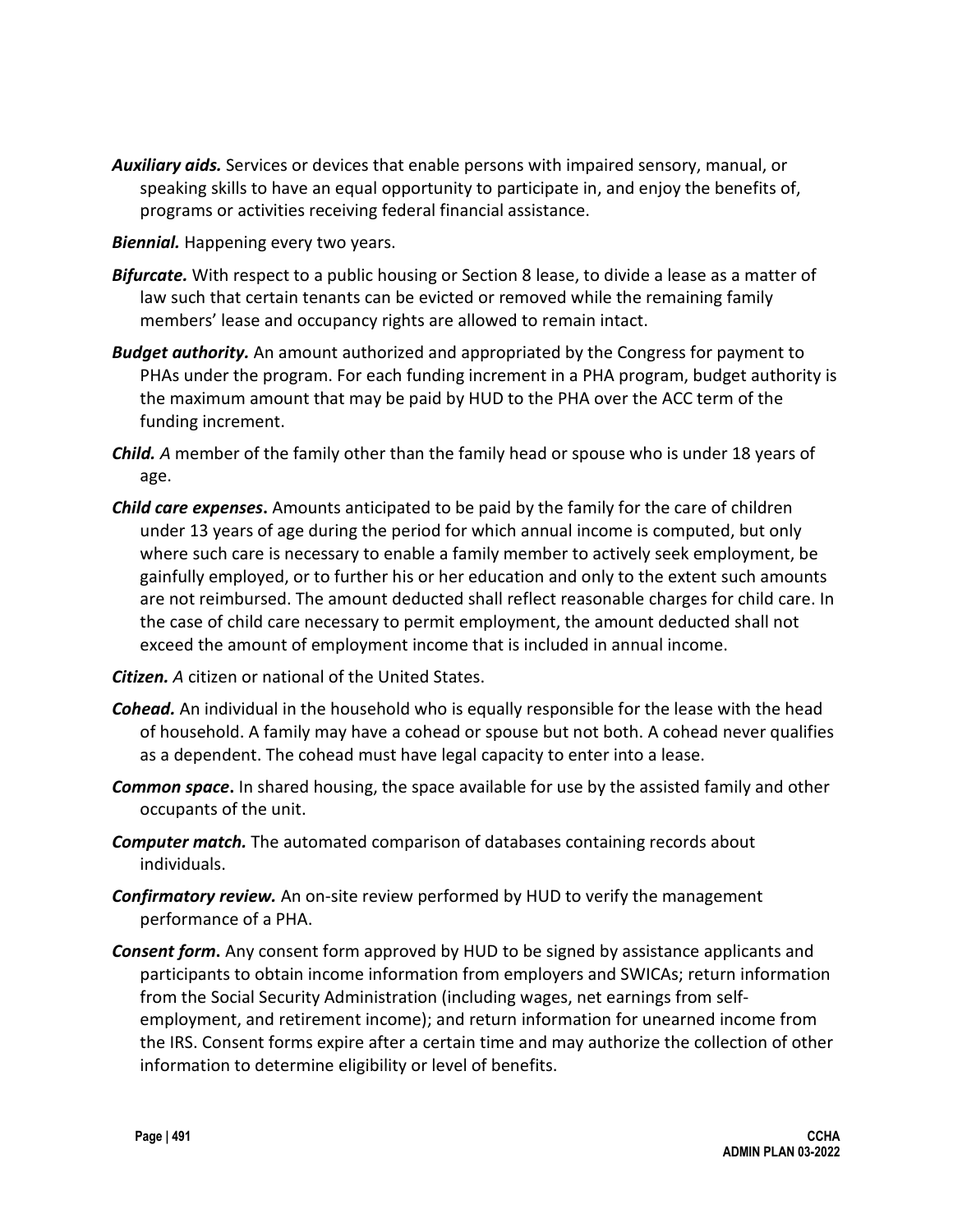***Auxiliary aids.*** Services or devices that enable persons with impaired sensory, manual, or speaking skills to have an equal opportunity to participate in, and enjoy the benefits of, programs or activities receiving federal financial assistance.

***Biennial.*** Happening every two years.

***Bifurcate.*** With respect to a public housing or Section 8 lease, to divide a lease as a matter of law such that certain tenants can be evicted or removed while the remaining family members' lease and occupancy rights are allowed to remain intact.

***Budget authority.*** An amount authorized and appropriated by the Congress for payment to PHAs under the program. For each funding increment in a PHA program, budget authority is the maximum amount that may be paid by HUD to the PHA over the ACC term of the funding increment.

***Child.*** *A* member of the family other than the family head or spouse who is under 18 years of age.

***Child care expenses*.** Amounts anticipated to be paid by the family for the care of children under 13 years of age during the period for which annual income is computed, but only where such care is necessary to enable a family member to actively seek employment, be gainfully employed, or to further his or her education and only to the extent such amounts are not reimbursed. The amount deducted shall reflect reasonable charges for child care. In the case of child care necessary to permit employment, the amount deducted shall not exceed the amount of employment income that is included in annual income.

***Citizen.*** *A* citizen or national of the United States.

***Cohead.*** An individual in the household who is equally responsible for the lease with the head of household. A family may have a cohead or spouse but not both. A cohead never qualifies as a dependent. The cohead must have legal capacity to enter into a lease.

***Common space*.** In shared housing, the space available for use by the assisted family and other occupants of the unit.

***Computer match.*** The automated comparison of databases containing records about individuals.

***Confirmatory review.*** An on-site review performed by HUD to verify the management performance of a PHA.

***Consent form*.** Any consent form approved by HUD to be signed by assistance applicants and participants to obtain income information from employers and SWICAs; return information from the Social Security Administration (including wages, net earnings from self-employment, and retirement income); and return information for unearned income from the IRS. Consent forms expire after a certain time and may authorize the collection of other information to determine eligibility or level of benefits.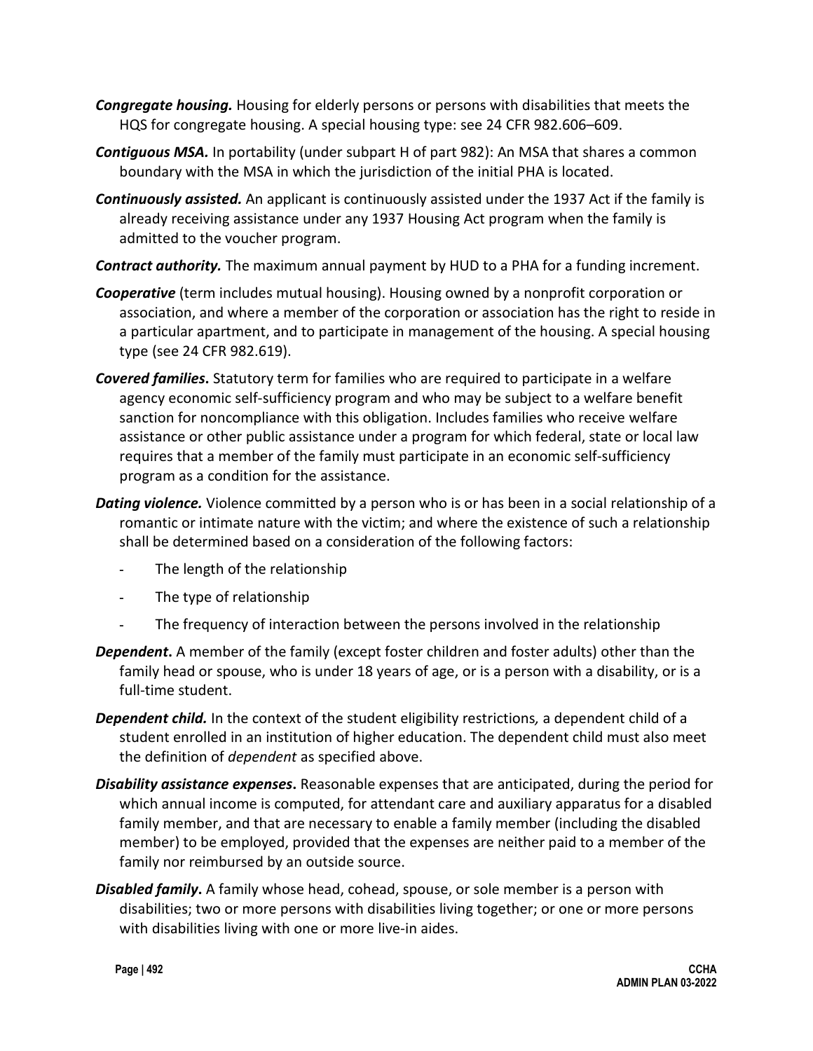***Congregate housing.*** Housing for elderly persons or persons with disabilities that meets the HQS for congregate housing. A special housing type: see 24 CFR 982.606–609.

***Contiguous MSA.*** In portability (under subpart H of part 982): An MSA that shares a common boundary with the MSA in which the jurisdiction of the initial PHA is located.

***Continuously assisted.*** An applicant is continuously assisted under the 1937 Act if the family is already receiving assistance under any 1937 Housing Act program when the family is admitted to the voucher program.

***Contract authority.*** The maximum annual payment by HUD to a PHA for a funding increment.

***Cooperative*** (term includes mutual housing). Housing owned by a nonprofit corporation or association, and where a member of the corporation or association has the right to reside in a particular apartment, and to participate in management of the housing. A special housing type (see 24 CFR 982.619).

***Covered families*****.** Statutory term for families who are required to participate in a welfare agency economic self-sufficiency program and who may be subject to a welfare benefit sanction for noncompliance with this obligation. Includes families who receive welfare assistance or other public assistance under a program for which federal, state or local law requires that a member of the family must participate in an economic self-sufficiency program as a condition for the assistance.

***Dating violence.*** Violence committed by a person who is or has been in a social relationship of a romantic or intimate nature with the victim; and where the existence of such a relationship shall be determined based on a consideration of the following factors:

- The length of the relationship
- The type of relationship
- The frequency of interaction between the persons involved in the relationship

***Dependent*****.** A member of the family (except foster children and foster adults) other than the family head or spouse, who is under 18 years of age, or is a person with a disability, or is a full-time student.

***Dependent child.*** In the context of the student eligibility restrictions*,* a dependent child of a student enrolled in an institution of higher education. The dependent child must also meet the definition of *dependent* as specified above.

***Disability assistance expenses*****.** Reasonable expenses that are anticipated, during the period for which annual income is computed, for attendant care and auxiliary apparatus for a disabled family member, and that are necessary to enable a family member (including the disabled member) to be employed, provided that the expenses are neither paid to a member of the family nor reimbursed by an outside source.

***Disabled family*****.** A family whose head, cohead, spouse, or sole member is a person with disabilities; two or more persons with disabilities living together; or one or more persons with disabilities living with one or more live-in aides.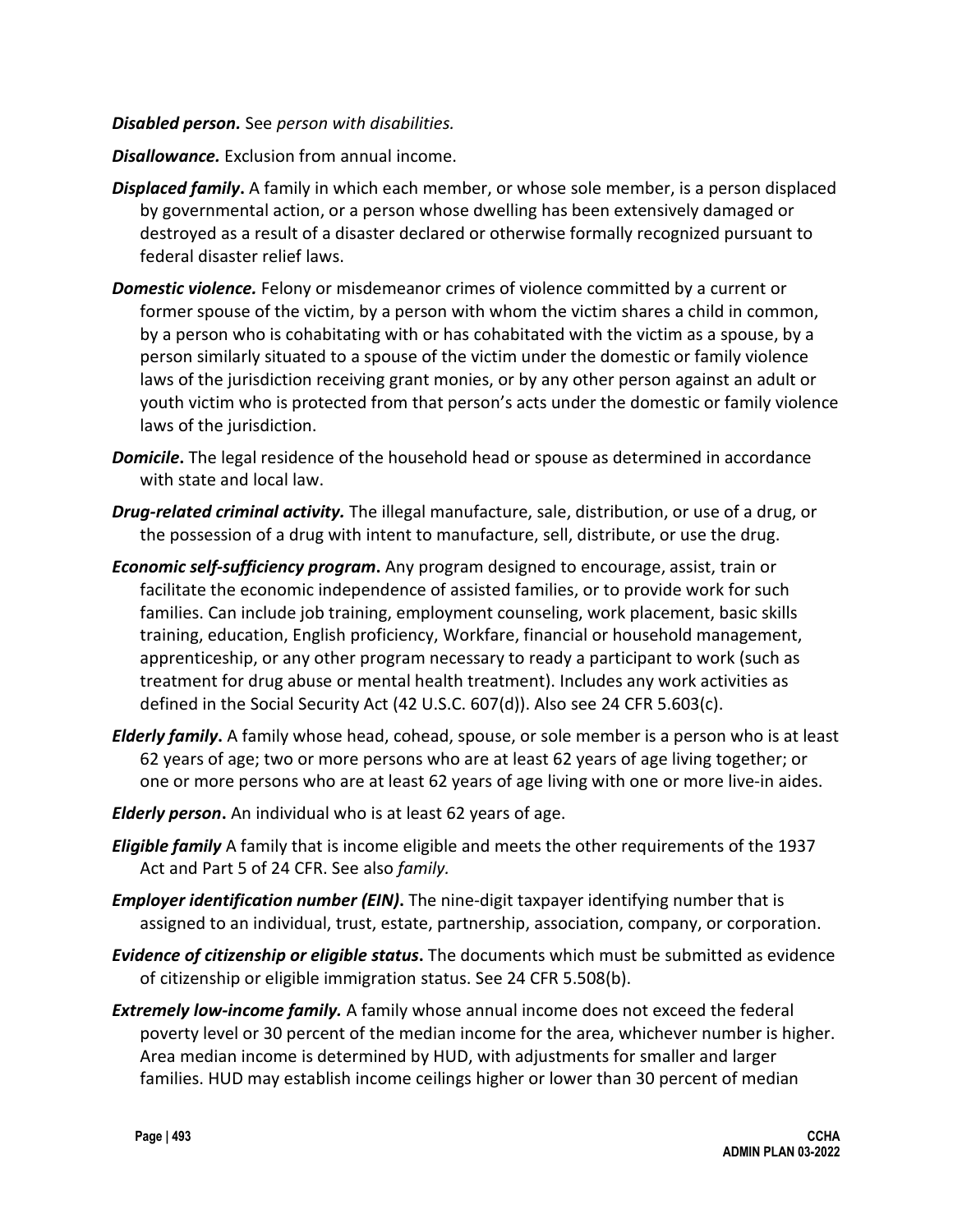***Disabled person.*** See *person with disabilities.*

***Disallowance.*** Exclusion from annual income.

***Displaced family*****.** A family in which each member, or whose sole member, is a person displaced by governmental action, or a person whose dwelling has been extensively damaged or destroyed as a result of a disaster declared or otherwise formally recognized pursuant to federal disaster relief laws.

***Domestic violence.*** Felony or misdemeanor crimes of violence committed by a current or former spouse of the victim, by a person with whom the victim shares a child in common, by a person who is cohabitating with or has cohabitated with the victim as a spouse, by a person similarly situated to a spouse of the victim under the domestic or family violence laws of the jurisdiction receiving grant monies, or by any other person against an adult or youth victim who is protected from that person's acts under the domestic or family violence laws of the jurisdiction.

***Domicile*****.** The legal residence of the household head or spouse as determined in accordance with state and local law.

***Drug-related criminal activity.*** The illegal manufacture, sale, distribution, or use of a drug, or the possession of a drug with intent to manufacture, sell, distribute, or use the drug.

***Economic self-sufficiency program*****.** Any program designed to encourage, assist, train or facilitate the economic independence of assisted families, or to provide work for such families. Can include job training, employment counseling, work placement, basic skills training, education, English proficiency, Workfare, financial or household management, apprenticeship, or any other program necessary to ready a participant to work (such as treatment for drug abuse or mental health treatment). Includes any work activities as defined in the Social Security Act (42 U.S.C. 607(d)). Also see 24 CFR 5.603(c).

***Elderly family*****.** A family whose head, cohead, spouse, or sole member is a person who is at least 62 years of age; two or more persons who are at least 62 years of age living together; or one or more persons who are at least 62 years of age living with one or more live-in aides.

***Elderly person*****.** An individual who is at least 62 years of age.

***Eligible family*** A family that is income eligible and meets the other requirements of the 1937 Act and Part 5 of 24 CFR. See also *family.*

***Employer identification number (EIN)*****.** The nine-digit taxpayer identifying number that is assigned to an individual, trust, estate, partnership, association, company, or corporation.

***Evidence of citizenship or eligible status*****.** The documents which must be submitted as evidence of citizenship or eligible immigration status. See 24 CFR 5.508(b).

***Extremely low-income family.*** A family whose annual income does not exceed the federal poverty level or 30 percent of the median income for the area, whichever number is higher. Area median income is determined by HUD, with adjustments for smaller and larger families. HUD may establish income ceilings higher or lower than 30 percent of median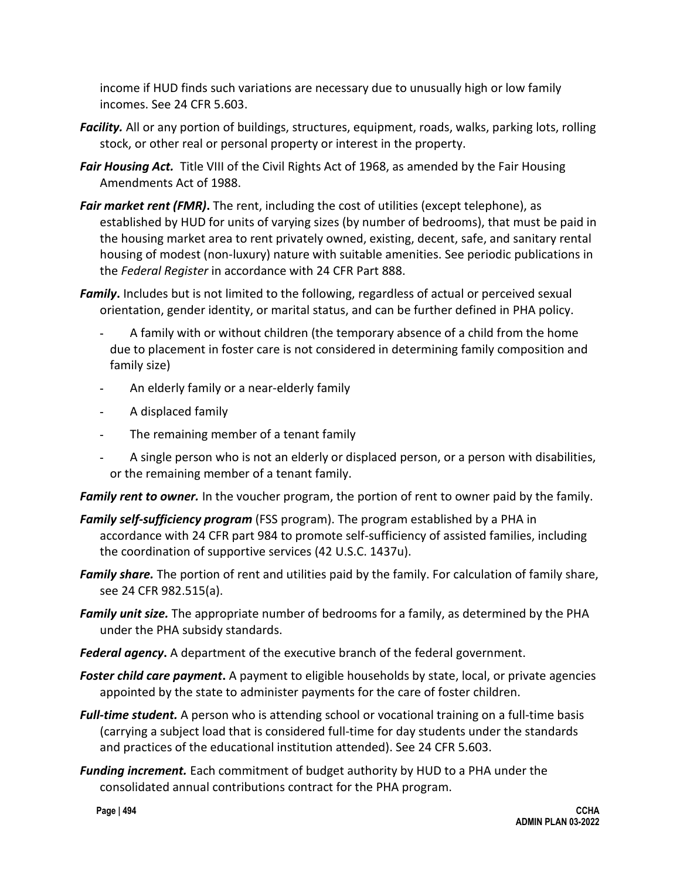income if HUD finds such variations are necessary due to unusually high or low family incomes. See 24 CFR 5.603.

***Facility.*** All or any portion of buildings, structures, equipment, roads, walks, parking lots, rolling stock, or other real or personal property or interest in the property.

***Fair Housing Act.*** Title VIII of the Civil Rights Act of 1968, as amended by the Fair Housing Amendments Act of 1988.

***Fair market rent (FMR)*****.** The rent, including the cost of utilities (except telephone), as established by HUD for units of varying sizes (by number of bedrooms), that must be paid in the housing market area to rent privately owned, existing, decent, safe, and sanitary rental housing of modest (non-luxury) nature with suitable amenities. See periodic publications in the *Federal Register* in accordance with 24 CFR Part 888.

***Family*****.** Includes but is not limited to the following, regardless of actual or perceived sexual orientation, gender identity, or marital status, and can be further defined in PHA policy.

- A family with or without children (the temporary absence of a child from the home due to placement in foster care is not considered in determining family composition and family size)
- An elderly family or a near-elderly family
- A displaced family
- The remaining member of a tenant family
- A single person who is not an elderly or displaced person, or a person with disabilities, or the remaining member of a tenant family.

***Family rent to owner.*** In the voucher program, the portion of rent to owner paid by the family.

***Family self-sufficiency program*** (FSS program). The program established by a PHA in accordance with 24 CFR part 984 to promote self-sufficiency of assisted families, including the coordination of supportive services (42 U.S.C. 1437u).

***Family share.*** The portion of rent and utilities paid by the family. For calculation of family share, see 24 CFR 982.515(a).

***Family unit size.*** The appropriate number of bedrooms for a family, as determined by the PHA under the PHA subsidy standards.

***Federal agency*****.** A department of the executive branch of the federal government.

***Foster child care payment*****.** A payment to eligible households by state, local, or private agencies appointed by the state to administer payments for the care of foster children.

***Full-time student.*** A person who is attending school or vocational training on a full-time basis (carrying a subject load that is considered full-time for day students under the standards and practices of the educational institution attended). See 24 CFR 5.603.

***Funding increment.*** Each commitment of budget authority by HUD to a PHA under the consolidated annual contributions contract for the PHA program.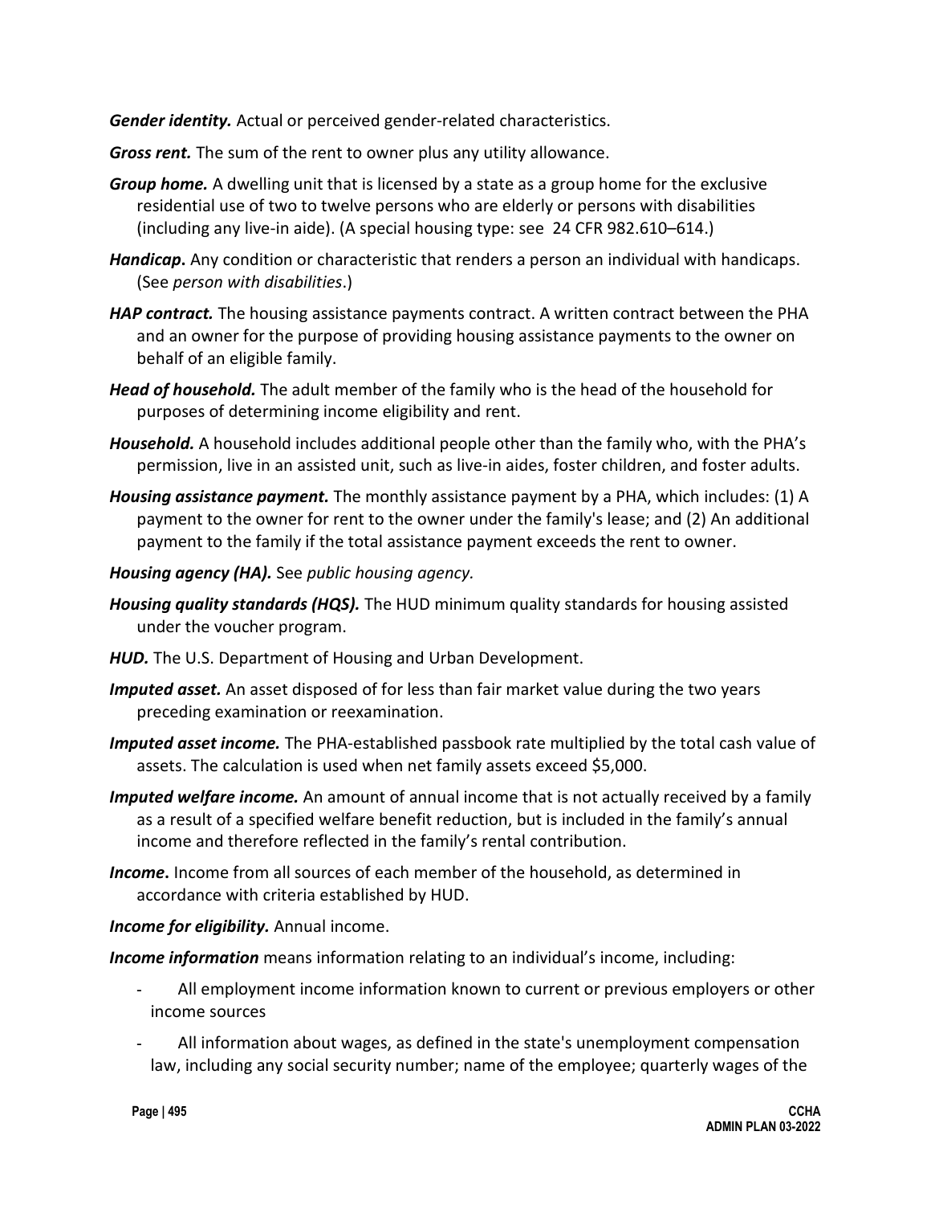***Gender identity.*** Actual or perceived gender-related characteristics.

***Gross rent.*** The sum of the rent to owner plus any utility allowance.

***Group home.*** A dwelling unit that is licensed by a state as a group home for the exclusive residential use of two to twelve persons who are elderly or persons with disabilities (including any live-in aide). (A special housing type: see 24 CFR 982.610–614.)

***Handicap*.** Any condition or characteristic that renders a person an individual with handicaps. (See *person with disabilities*.)

***HAP contract.*** The housing assistance payments contract. A written contract between the PHA and an owner for the purpose of providing housing assistance payments to the owner on behalf of an eligible family.

***Head of household.*** The adult member of the family who is the head of the household for purposes of determining income eligibility and rent.

***Household.*** A household includes additional people other than the family who, with the PHA's permission, live in an assisted unit, such as live-in aides, foster children, and foster adults.

***Housing assistance payment.*** The monthly assistance payment by a PHA, which includes: (1) A payment to the owner for rent to the owner under the family's lease; and (2) An additional payment to the family if the total assistance payment exceeds the rent to owner.

***Housing agency (HA).*** See *public housing agency.*

***Housing quality standards (HQS).*** The HUD minimum quality standards for housing assisted under the voucher program.

***HUD.*** The U.S. Department of Housing and Urban Development.

***Imputed asset.*** An asset disposed of for less than fair market value during the two years preceding examination or reexamination.

***Imputed asset income.*** The PHA-established passbook rate multiplied by the total cash value of assets. The calculation is used when net family assets exceed $5,000.

***Imputed welfare income.*** An amount of annual income that is not actually received by a family as a result of a specified welfare benefit reduction, but is included in the family's annual income and therefore reflected in the family's rental contribution.

***Income*.** Income from all sources of each member of the household, as determined in accordance with criteria established by HUD.

***Income for eligibility.*** Annual income.

***Income information*** means information relating to an individual's income, including:

- All employment income information known to current or previous employers or other income sources
- All information about wages, as defined in the state's unemployment compensation law, including any social security number; name of the employee; quarterly wages of the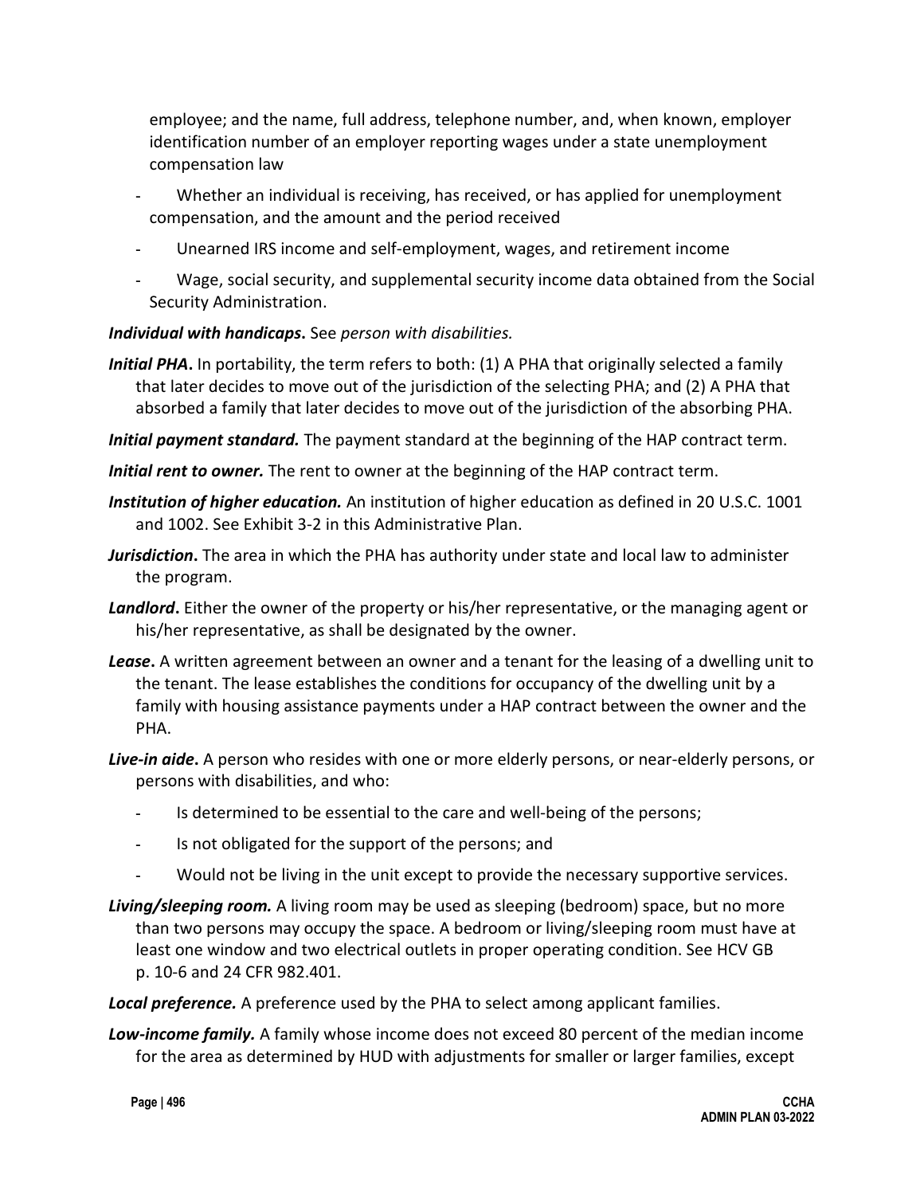employee; and the name, full address, telephone number, and, when known, employer identification number of an employer reporting wages under a state unemployment compensation law

- Whether an individual is receiving, has received, or has applied for unemployment compensation, and the amount and the period received
- Unearned IRS income and self-employment, wages, and retirement income
- Wage, social security, and supplemental security income data obtained from the Social Security Administration.

***Individual with handicaps*.** See *person with disabilities.*

***Initial PHA*.** In portability, the term refers to both: (1) A PHA that originally selected a family that later decides to move out of the jurisdiction of the selecting PHA; and (2) A PHA that absorbed a family that later decides to move out of the jurisdiction of the absorbing PHA.

***Initial payment standard.*** The payment standard at the beginning of the HAP contract term.

***Initial rent to owner.*** The rent to owner at the beginning of the HAP contract term.

***Institution of higher education.*** An institution of higher education as defined in 20 U.S.C. 1001 and 1002. See Exhibit 3-2 in this Administrative Plan.

***Jurisdiction*.** The area in which the PHA has authority under state and local law to administer the program.

***Landlord*.** Either the owner of the property or his/her representative, or the managing agent or his/her representative, as shall be designated by the owner.

***Lease*.** A written agreement between an owner and a tenant for the leasing of a dwelling unit to the tenant. The lease establishes the conditions for occupancy of the dwelling unit by a family with housing assistance payments under a HAP contract between the owner and the PHA.

***Live-in aide*.** A person who resides with one or more elderly persons, or near-elderly persons, or persons with disabilities, and who:

- Is determined to be essential to the care and well-being of the persons;
- Is not obligated for the support of the persons; and
- Would not be living in the unit except to provide the necessary supportive services.

***Living/sleeping room.*** A living room may be used as sleeping (bedroom) space, but no more than two persons may occupy the space. A bedroom or living/sleeping room must have at least one window and two electrical outlets in proper operating condition. See HCV GB p. 10-6 and 24 CFR 982.401.

***Local preference.*** A preference used by the PHA to select among applicant families.

***Low-income family.*** A family whose income does not exceed 80 percent of the median income for the area as determined by HUD with adjustments for smaller or larger families, except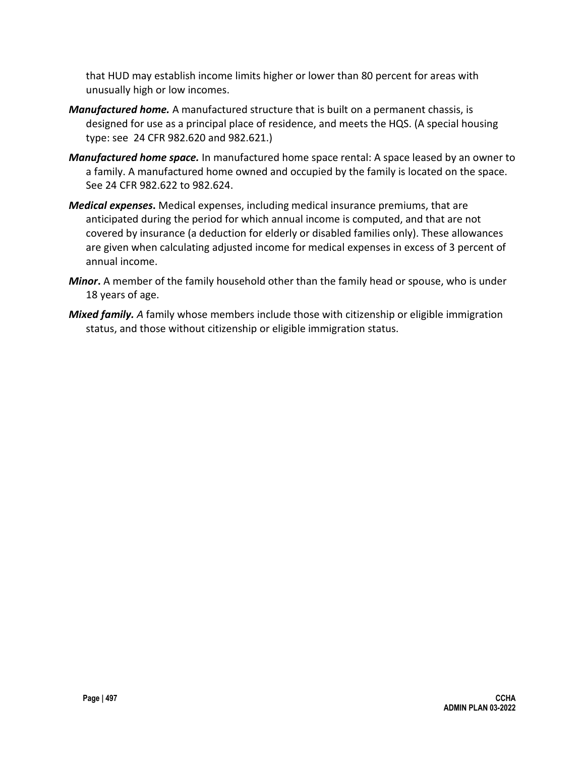that HUD may establish income limits higher or lower than 80 percent for areas with unusually high or low incomes.

***Manufactured home.*** A manufactured structure that is built on a permanent chassis, is designed for use as a principal place of residence, and meets the HQS. (A special housing type: see 24 CFR 982.620 and 982.621.)

***Manufactured home space.*** In manufactured home space rental: A space leased by an owner to a family. A manufactured home owned and occupied by the family is located on the space. See 24 CFR 982.622 to 982.624.

***Medical expenses*.** Medical expenses, including medical insurance premiums, that are anticipated during the period for which annual income is computed, and that are not covered by insurance (a deduction for elderly or disabled families only). These allowances are given when calculating adjusted income for medical expenses in excess of 3 percent of annual income.

***Minor*.** A member of the family household other than the family head or spouse, who is under 18 years of age.

***Mixed family.*** *A* family whose members include those with citizenship or eligible immigration status, and those without citizenship or eligible immigration status.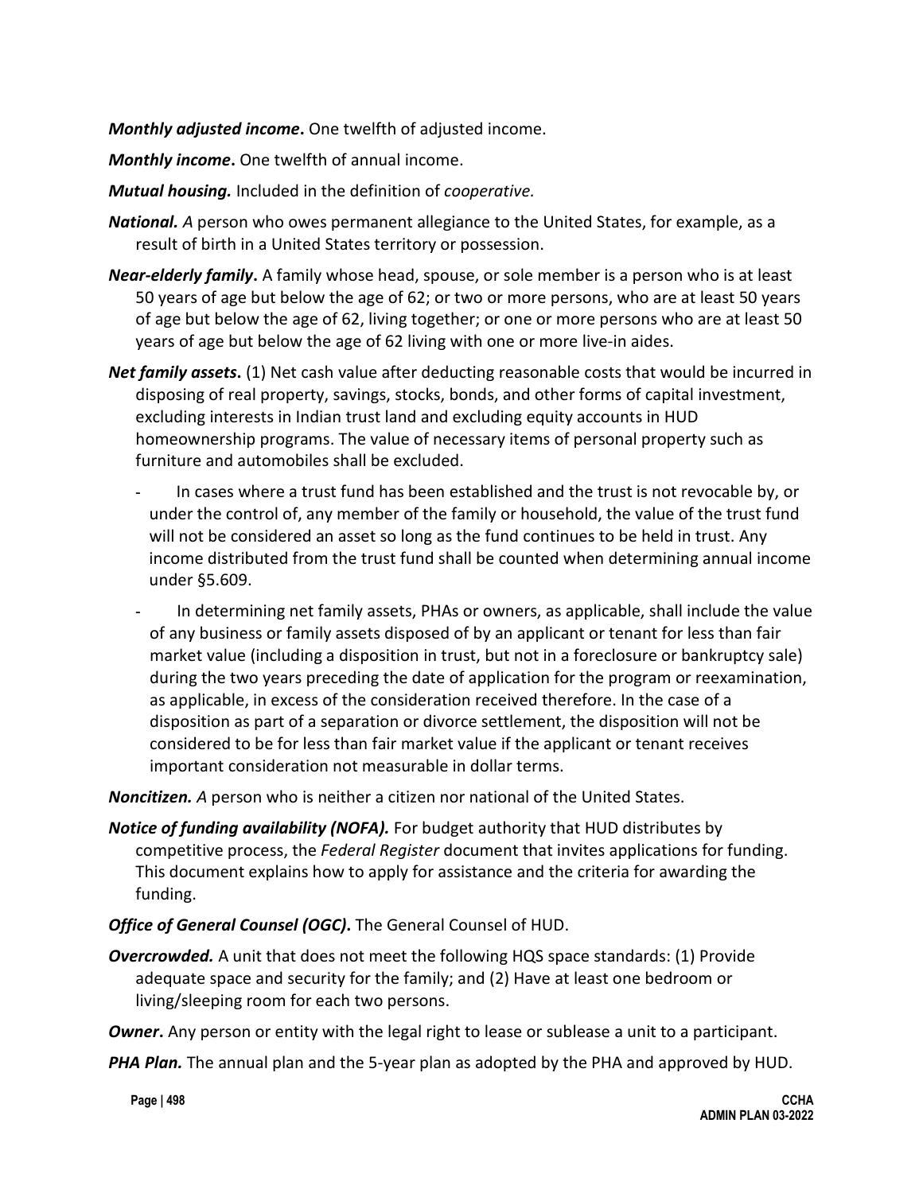***Monthly adjusted income*.** One twelfth of adjusted income.

***Monthly income*.** One twelfth of annual income.

***Mutual housing.*** Included in the definition of *cooperative.*

***National.*** *A* person who owes permanent allegiance to the United States, for example, as a result of birth in a United States territory or possession.

***Near-elderly family*.** A family whose head, spouse, or sole member is a person who is at least 50 years of age but below the age of 62; or two or more persons, who are at least 50 years of age but below the age of 62, living together; or one or more persons who are at least 50 years of age but below the age of 62 living with one or more live-in aides.

***Net family assets*.** (1) Net cash value after deducting reasonable costs that would be incurred in disposing of real property, savings, stocks, bonds, and other forms of capital investment, excluding interests in Indian trust land and excluding equity accounts in HUD homeownership programs. The value of necessary items of personal property such as furniture and automobiles shall be excluded.

- In cases where a trust fund has been established and the trust is not revocable by, or under the control of, any member of the family or household, the value of the trust fund will not be considered an asset so long as the fund continues to be held in trust. Any income distributed from the trust fund shall be counted when determining annual income under §5.609.
- In determining net family assets, PHAs or owners, as applicable, shall include the value of any business or family assets disposed of by an applicant or tenant for less than fair market value (including a disposition in trust, but not in a foreclosure or bankruptcy sale) during the two years preceding the date of application for the program or reexamination, as applicable, in excess of the consideration received therefore. In the case of a disposition as part of a separation or divorce settlement, the disposition will not be considered to be for less than fair market value if the applicant or tenant receives important consideration not measurable in dollar terms.

***Noncitizen.*** *A* person who is neither a citizen nor national of the United States.

***Notice of funding availability (NOFA).*** For budget authority that HUD distributes by competitive process, the *Federal Register* document that invites applications for funding. This document explains how to apply for assistance and the criteria for awarding the funding.

***Office of General Counsel (OGC).*** The General Counsel of HUD.

***Overcrowded.*** A unit that does not meet the following HQS space standards: (1) Provide adequate space and security for the family; and (2) Have at least one bedroom or living/sleeping room for each two persons.

***Owner*.** Any person or entity with the legal right to lease or sublease a unit to a participant.

***PHA Plan.*** The annual plan and the 5-year plan as adopted by the PHA and approved by HUD.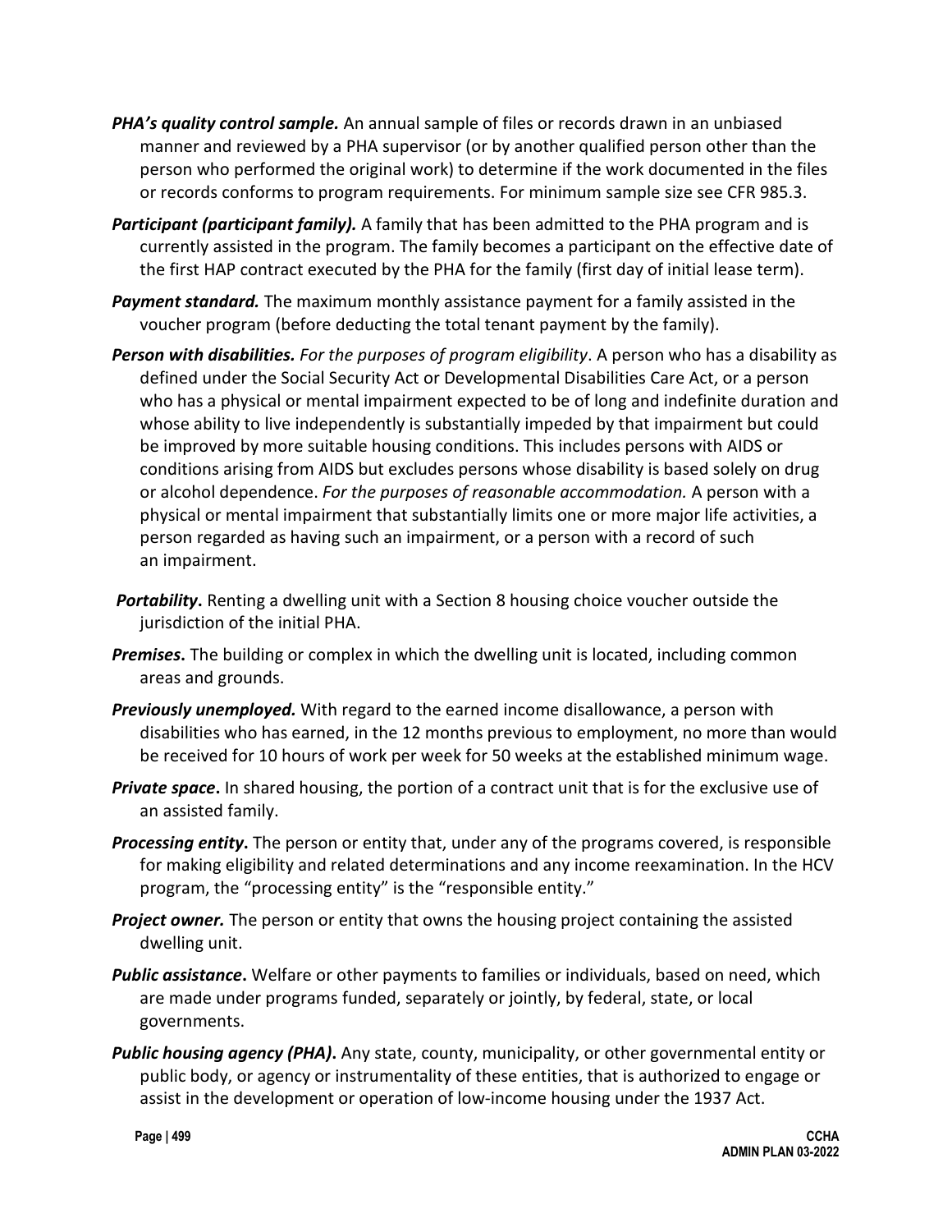***PHA's quality control sample.*** An annual sample of files or records drawn in an unbiased manner and reviewed by a PHA supervisor (or by another qualified person other than the person who performed the original work) to determine if the work documented in the files or records conforms to program requirements. For minimum sample size see CFR 985.3.

***Participant (participant family).*** A family that has been admitted to the PHA program and is currently assisted in the program. The family becomes a participant on the effective date of the first HAP contract executed by the PHA for the family (first day of initial lease term).

***Payment standard.*** The maximum monthly assistance payment for a family assisted in the voucher program (before deducting the total tenant payment by the family).

***Person with disabilities.*** *For the purposes of program eligibility*. A person who has a disability as defined under the Social Security Act or Developmental Disabilities Care Act, or a person who has a physical or mental impairment expected to be of long and indefinite duration and whose ability to live independently is substantially impeded by that impairment but could be improved by more suitable housing conditions. This includes persons with AIDS or conditions arising from AIDS but excludes persons whose disability is based solely on drug or alcohol dependence. *For the purposes of reasonable accommodation.* A person with a physical or mental impairment that substantially limits one or more major life activities, a person regarded as having such an impairment, or a person with a record of such an impairment.

***Portability*****.** Renting a dwelling unit with a Section 8 housing choice voucher outside the jurisdiction of the initial PHA.

***Premises*****.** The building or complex in which the dwelling unit is located, including common areas and grounds.

***Previously unemployed.*** With regard to the earned income disallowance, a person with disabilities who has earned, in the 12 months previous to employment, no more than would be received for 10 hours of work per week for 50 weeks at the established minimum wage.

***Private space*****.** In shared housing, the portion of a contract unit that is for the exclusive use of an assisted family.

***Processing entity*****.** The person or entity that, under any of the programs covered, is responsible for making eligibility and related determinations and any income reexamination. In the HCV program, the "processing entity" is the "responsible entity."

***Project owner.*** The person or entity that owns the housing project containing the assisted dwelling unit.

***Public assistance*****.** Welfare or other payments to families or individuals, based on need, which are made under programs funded, separately or jointly, by federal, state, or local governments.

***Public housing agency (PHA)*****.** Any state, county, municipality, or other governmental entity or public body, or agency or instrumentality of these entities, that is authorized to engage or assist in the development or operation of low-income housing under the 1937 Act.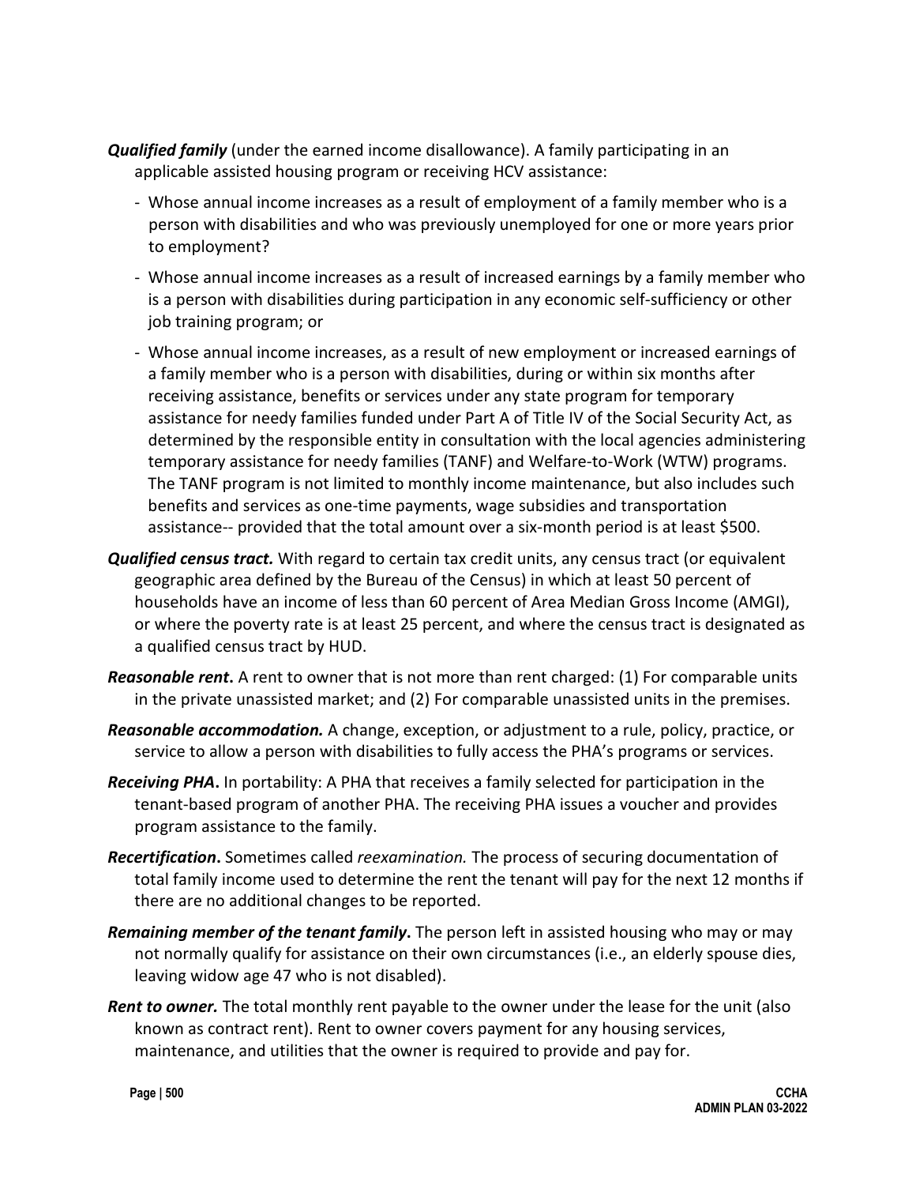***Qualified family*** (under the earned income disallowance). A family participating in an applicable assisted housing program or receiving HCV assistance:

- Whose annual income increases as a result of employment of a family member who is a person with disabilities and who was previously unemployed for one or more years prior to employment?
- Whose annual income increases as a result of increased earnings by a family member who is a person with disabilities during participation in any economic self-sufficiency or other job training program; or
- Whose annual income increases, as a result of new employment or increased earnings of a family member who is a person with disabilities, during or within six months after receiving assistance, benefits or services under any state program for temporary assistance for needy families funded under Part A of Title IV of the Social Security Act, as determined by the responsible entity in consultation with the local agencies administering temporary assistance for needy families (TANF) and Welfare-to-Work (WTW) programs. The TANF program is not limited to monthly income maintenance, but also includes such benefits and services as one-time payments, wage subsidies and transportation assistance-- provided that the total amount over a six-month period is at least $500.

***Qualified census tract.*** With regard to certain tax credit units, any census tract (or equivalent geographic area defined by the Bureau of the Census) in which at least 50 percent of households have an income of less than 60 percent of Area Median Gross Income (AMGI), or where the poverty rate is at least 25 percent, and where the census tract is designated as a qualified census tract by HUD.

***Reasonable rent*.** A rent to owner that is not more than rent charged: (1) For comparable units in the private unassisted market; and (2) For comparable unassisted units in the premises.

***Reasonable accommodation.*** A change, exception, or adjustment to a rule, policy, practice, or service to allow a person with disabilities to fully access the PHA's programs or services.

***Receiving PHA*.** In portability: A PHA that receives a family selected for participation in the tenant-based program of another PHA. The receiving PHA issues a voucher and provides program assistance to the family.

***Recertification*.** Sometimes called *reexamination.* The process of securing documentation of total family income used to determine the rent the tenant will pay for the next 12 months if there are no additional changes to be reported.

***Remaining member of the tenant family*.** The person left in assisted housing who may or may not normally qualify for assistance on their own circumstances (i.e., an elderly spouse dies, leaving widow age 47 who is not disabled).

***Rent to owner.*** The total monthly rent payable to the owner under the lease for the unit (also known as contract rent). Rent to owner covers payment for any housing services, maintenance, and utilities that the owner is required to provide and pay for.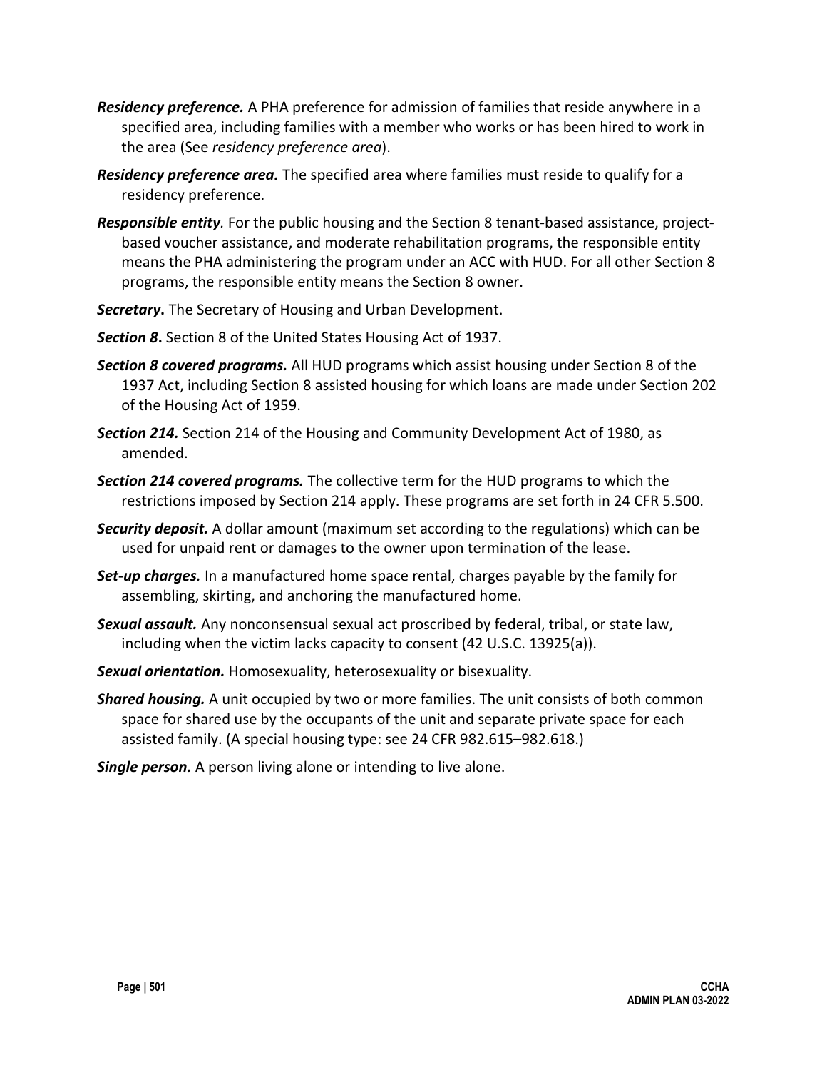***Residency preference.*** A PHA preference for admission of families that reside anywhere in a specified area, including families with a member who works or has been hired to work in the area (See *residency preference area*).

***Residency preference area.*** The specified area where families must reside to qualify for a residency preference.

***Responsible entity*.** For the public housing and the Section 8 tenant-based assistance, project-based voucher assistance, and moderate rehabilitation programs, the responsible entity means the PHA administering the program under an ACC with HUD. For all other Section 8 programs, the responsible entity means the Section 8 owner.

***Secretary*.** The Secretary of Housing and Urban Development.

***Section 8*.** Section 8 of the United States Housing Act of 1937.

***Section 8 covered programs.*** All HUD programs which assist housing under Section 8 of the 1937 Act, including Section 8 assisted housing for which loans are made under Section 202 of the Housing Act of 1959.

***Section 214.*** Section 214 of the Housing and Community Development Act of 1980, as amended.

***Section 214 covered programs.*** The collective term for the HUD programs to which the restrictions imposed by Section 214 apply. These programs are set forth in 24 CFR 5.500.

***Security deposit.*** A dollar amount (maximum set according to the regulations) which can be used for unpaid rent or damages to the owner upon termination of the lease.

***Set-up charges.*** In a manufactured home space rental, charges payable by the family for assembling, skirting, and anchoring the manufactured home.

***Sexual assault.*** Any nonconsensual sexual act proscribed by federal, tribal, or state law, including when the victim lacks capacity to consent (42 U.S.C. 13925(a)).

***Sexual orientation.*** Homosexuality, heterosexuality or bisexuality.

***Shared housing.*** A unit occupied by two or more families. The unit consists of both common space for shared use by the occupants of the unit and separate private space for each assisted family. (A special housing type: see 24 CFR 982.615–982.618.)

***Single person.*** A person living alone or intending to live alone.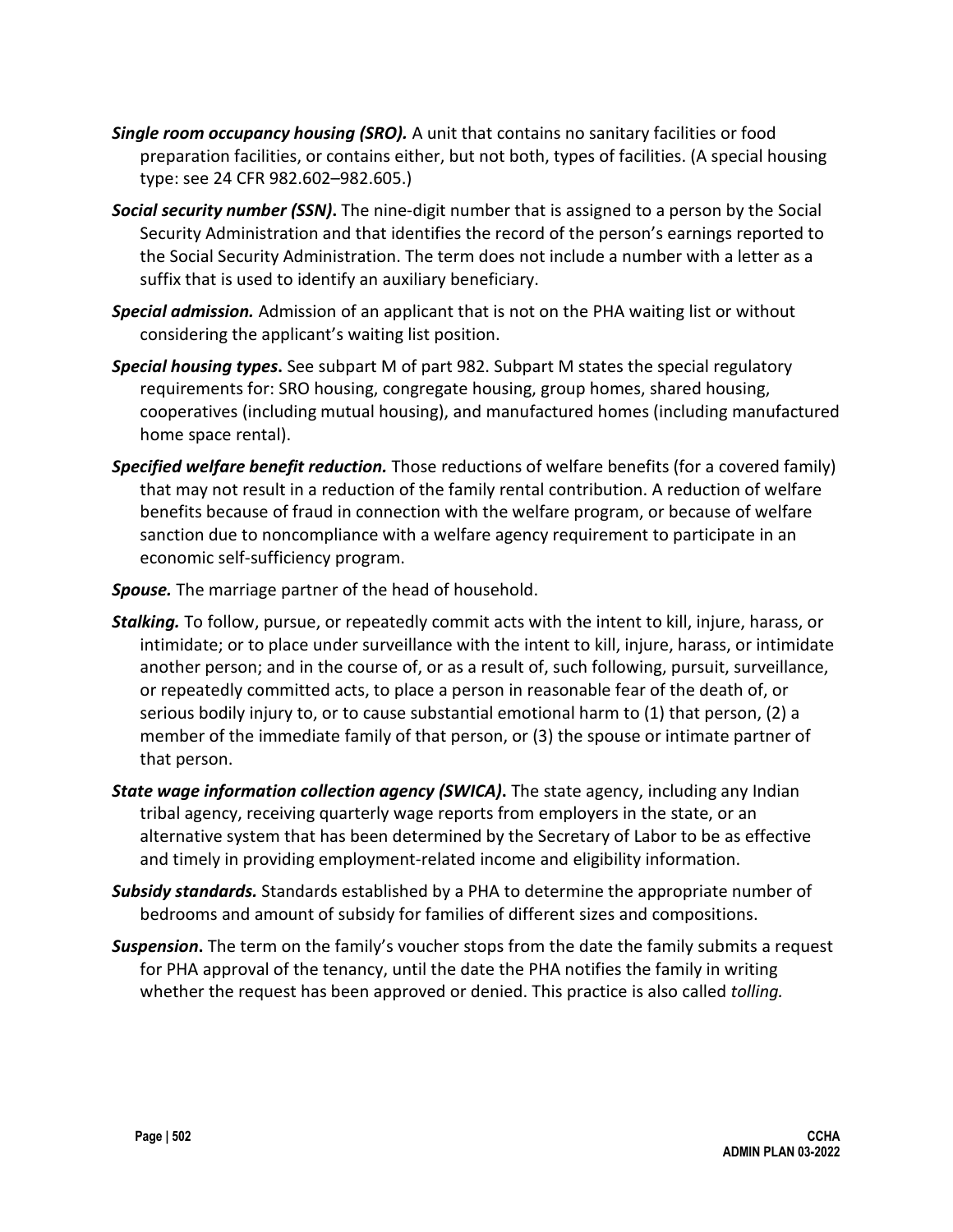***Single room occupancy housing (SRO).*** A unit that contains no sanitary facilities or food preparation facilities, or contains either, but not both, types of facilities. (A special housing type: see 24 CFR 982.602–982.605.)

***Social security number (SSN)*.** The nine-digit number that is assigned to a person by the Social Security Administration and that identifies the record of the person's earnings reported to the Social Security Administration. The term does not include a number with a letter as a suffix that is used to identify an auxiliary beneficiary.

***Special admission.*** Admission of an applicant that is not on the PHA waiting list or without considering the applicant's waiting list position.

***Special housing types*.** See subpart M of part 982. Subpart M states the special regulatory requirements for: SRO housing, congregate housing, group homes, shared housing, cooperatives (including mutual housing), and manufactured homes (including manufactured home space rental).

***Specified welfare benefit reduction.*** Those reductions of welfare benefits (for a covered family) that may not result in a reduction of the family rental contribution. A reduction of welfare benefits because of fraud in connection with the welfare program, or because of welfare sanction due to noncompliance with a welfare agency requirement to participate in an economic self-sufficiency program.

***Spouse.*** The marriage partner of the head of household.

***Stalking.*** To follow, pursue, or repeatedly commit acts with the intent to kill, injure, harass, or intimidate; or to place under surveillance with the intent to kill, injure, harass, or intimidate another person; and in the course of, or as a result of, such following, pursuit, surveillance, or repeatedly committed acts, to place a person in reasonable fear of the death of, or serious bodily injury to, or to cause substantial emotional harm to (1) that person, (2) a member of the immediate family of that person, or (3) the spouse or intimate partner of that person.

***State wage information collection agency (SWICA)*.** The state agency, including any Indian tribal agency, receiving quarterly wage reports from employers in the state, or an alternative system that has been determined by the Secretary of Labor to be as effective and timely in providing employment-related income and eligibility information.

***Subsidy standards.*** Standards established by a PHA to determine the appropriate number of bedrooms and amount of subsidy for families of different sizes and compositions.

***Suspension*.** The term on the family's voucher stops from the date the family submits a request for PHA approval of the tenancy, until the date the PHA notifies the family in writing whether the request has been approved or denied. This practice is also called *tolling.*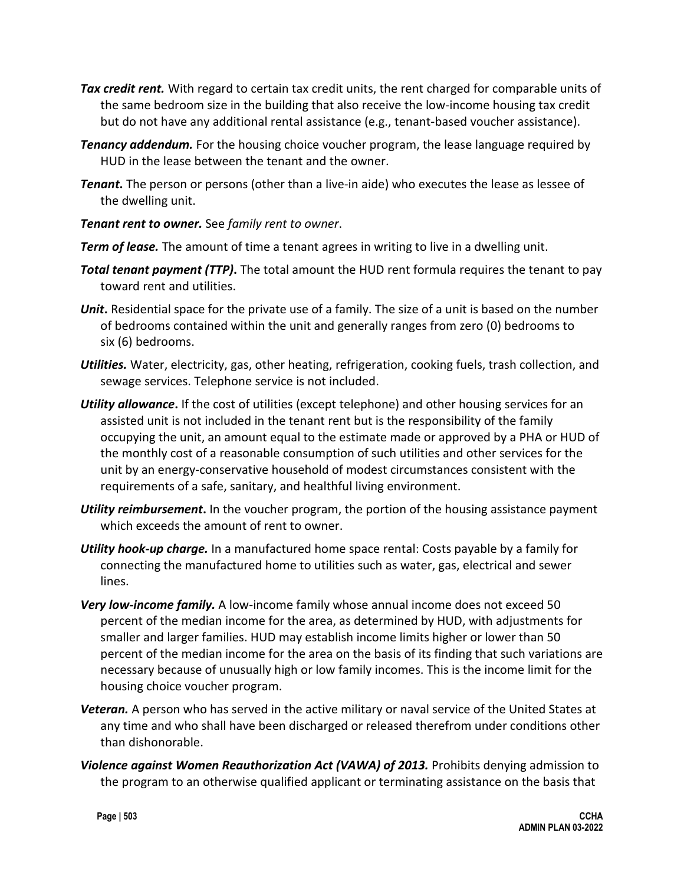***Tax credit rent.*** With regard to certain tax credit units, the rent charged for comparable units of the same bedroom size in the building that also receive the low-income housing tax credit but do not have any additional rental assistance (e.g., tenant-based voucher assistance).

***Tenancy addendum.*** For the housing choice voucher program, the lease language required by HUD in the lease between the tenant and the owner.

***Tenant*.** The person or persons (other than a live-in aide) who executes the lease as lessee of the dwelling unit.

***Tenant rent to owner.*** See *family rent to owner*.

***Term of lease.*** The amount of time a tenant agrees in writing to live in a dwelling unit.

***Total tenant payment (TTP)*.** The total amount the HUD rent formula requires the tenant to pay toward rent and utilities.

***Unit*.** Residential space for the private use of a family. The size of a unit is based on the number of bedrooms contained within the unit and generally ranges from zero (0) bedrooms to six (6) bedrooms.

***Utilities.*** Water, electricity, gas, other heating, refrigeration, cooking fuels, trash collection, and sewage services. Telephone service is not included.

***Utility allowance*.** If the cost of utilities (except telephone) and other housing services for an assisted unit is not included in the tenant rent but is the responsibility of the family occupying the unit, an amount equal to the estimate made or approved by a PHA or HUD of the monthly cost of a reasonable consumption of such utilities and other services for the unit by an energy-conservative household of modest circumstances consistent with the requirements of a safe, sanitary, and healthful living environment.

***Utility reimbursement*.** In the voucher program, the portion of the housing assistance payment which exceeds the amount of rent to owner.

***Utility hook-up charge.*** In a manufactured home space rental: Costs payable by a family for connecting the manufactured home to utilities such as water, gas, electrical and sewer lines.

***Very low-income family.*** A low-income family whose annual income does not exceed 50 percent of the median income for the area, as determined by HUD, with adjustments for smaller and larger families. HUD may establish income limits higher or lower than 50 percent of the median income for the area on the basis of its finding that such variations are necessary because of unusually high or low family incomes. This is the income limit for the housing choice voucher program.

***Veteran.*** A person who has served in the active military or naval service of the United States at any time and who shall have been discharged or released therefrom under conditions other than dishonorable.

***Violence against Women Reauthorization Act (VAWA) of 2013.*** Prohibits denying admission to the program to an otherwise qualified applicant or terminating assistance on the basis that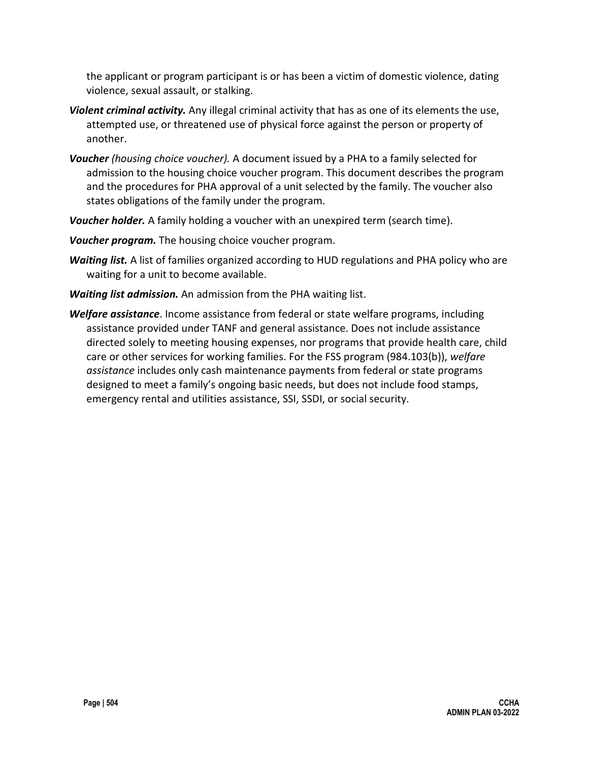the applicant or program participant is or has been a victim of domestic violence, dating violence, sexual assault, or stalking.

***Violent criminal activity.*** Any illegal criminal activity that has as one of its elements the use, attempted use, or threatened use of physical force against the person or property of another.

***Voucher*** *(housing choice voucher).* A document issued by a PHA to a family selected for admission to the housing choice voucher program. This document describes the program and the procedures for PHA approval of a unit selected by the family. The voucher also states obligations of the family under the program.

***Voucher holder.*** A family holding a voucher with an unexpired term (search time).

***Voucher program.*** The housing choice voucher program.

***Waiting list.*** A list of families organized according to HUD regulations and PHA policy who are waiting for a unit to become available.

***Waiting list admission.*** An admission from the PHA waiting list.

***Welfare assistance***. Income assistance from federal or state welfare programs, including assistance provided under TANF and general assistance. Does not include assistance directed solely to meeting housing expenses, nor programs that provide health care, child care or other services for working families. For the FSS program (984.103(b)), *welfare assistance* includes only cash maintenance payments from federal or state programs designed to meet a family's ongoing basic needs, but does not include food stamps, emergency rental and utilities assistance, SSI, SSDI, or social security.